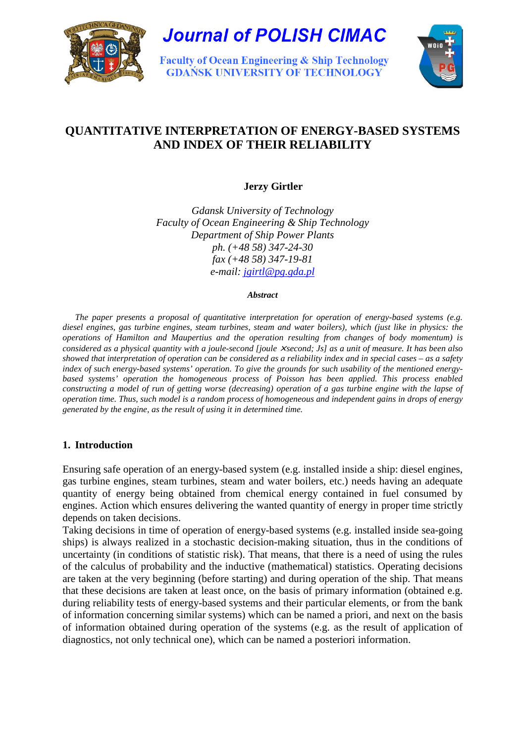# QUANTITATIVE INTERPRETATION OF ENERGY-BASED SYSTEMS AND INDEX OF THEIR RELIABILITY

**Jerzy Girtler**

*Gdansk University of Technology*
*Faculty of Ocean Engineering & Ship Technology*
*Department of Ship Power Plants*
*ph. (+48 58) 347-24-30*
*fax (+48 58) 347-19-81*
*e-mail: jgirtl@pg.gda.pl*

***Abstract***

*The paper presents a proposal of quantitative interpretation for operation of energy-based systems (e.g. diesel engines, gas turbine engines, steam turbines, steam and water boilers), which (just like in physics: the operations of Hamilton and Maupertius and the operation resulting from changes of body momentum) is considered as a physical quantity with a joule-second [joule ×second; Js] as a unit of measure. It has been also showed that interpretation of operation can be considered as a reliability index and in special cases – as a safety index of such energy-based systems' operation. To give the grounds for such usability of the mentioned energy-based systems' operation the homogeneous process of Poisson has been applied. This process enabled constructing a model of run of getting worse (decreasing) operation of a gas turbine engine with the lapse of operation time. Thus, such model is a random process of homogeneous and independent gains in drops of energy generated by the engine, as the result of using it in determined time.*

## 1. Introduction

Ensuring safe operation of an energy-based system (e.g. installed inside a ship: diesel engines, gas turbine engines, steam turbines, steam and water boilers, etc.) needs having an adequate quantity of energy being obtained from chemical energy contained in fuel consumed by engines. Action which ensures delivering the wanted quantity of energy in proper time strictly depends on taken decisions.

Taking decisions in time of operation of energy-based systems (e.g. installed inside sea-going ships) is always realized in a stochastic decision-making situation, thus in the conditions of uncertainty (in conditions of statistic risk). That means, that there is a need of using the rules of the calculus of probability and the inductive (mathematical) statistics. Operating decisions are taken at the very beginning (before starting) and during operation of the ship. That means that these decisions are taken at least once, on the basis of primary information (obtained e.g. during reliability tests of energy-based systems and their particular elements, or from the bank of information concerning similar systems) which can be named a priori, and next on the basis of information obtained during operation of the systems (e.g. as the result of application of diagnostics, not only technical one), which can be named a posteriori information.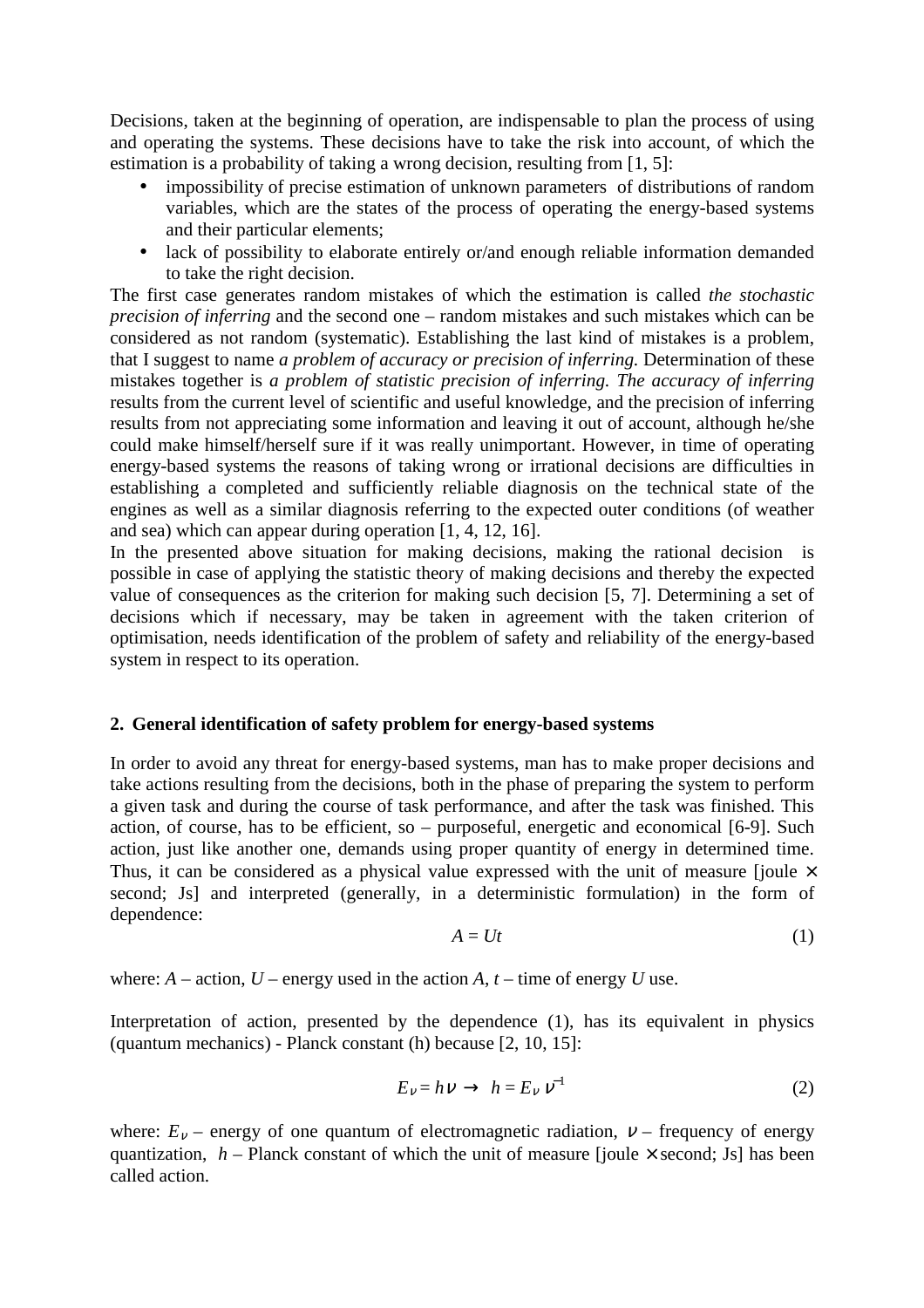Decisions, taken at the beginning of operation, are indispensable to plan the process of using and operating the systems. These decisions have to take the risk into account, of which the estimation is a probability of taking a wrong decision, resulting from [1, 5]:

- impossibility of precise estimation of unknown parameters of distributions of random variables, which are the states of the process of operating the energy-based systems and their particular elements;
- lack of possibility to elaborate entirely or/and enough reliable information demanded to take the right decision.

The first case generates random mistakes of which the estimation is called *the stochastic precision of inferring* and the second one – random mistakes and such mistakes which can be considered as not random (systematic). Establishing the last kind of mistakes is a problem, that I suggest to name *a problem of accuracy or precision of inferring.* Determination of these mistakes together is *a problem of statistic precision of inferring. The accuracy of inferring* results from the current level of scientific and useful knowledge, and the precision of inferring results from not appreciating some information and leaving it out of account, although he/she could make himself/herself sure if it was really unimportant. However, in time of operating energy-based systems the reasons of taking wrong or irrational decisions are difficulties in establishing a completed and sufficiently reliable diagnosis on the technical state of the engines as well as a similar diagnosis referring to the expected outer conditions (of weather and sea) which can appear during operation [1, 4, 12, 16].

In the presented above situation for making decisions, making the rational decision is possible in case of applying the statistic theory of making decisions and thereby the expected value of consequences as the criterion for making such decision [5, 7]. Determining a set of decisions which if necessary, may be taken in agreement with the taken criterion of optimisation, needs identification of the problem of safety and reliability of the energy-based system in respect to its operation.

## 2. General identification of safety problem for energy-based systems

In order to avoid any threat for energy-based systems, man has to make proper decisions and take actions resulting from the decisions, both in the phase of preparing the system to perform a given task and during the course of task performance, and after the task was finished. This action, of course, has to be efficient, so – purposeful, energetic and economical [6-9]. Such action, just like another one, demands using proper quantity of energy in determined time. Thus, it can be considered as a physical value expressed with the unit of measure [joule × second; Js] and interpreted (generally, in a deterministic formulation) in the form of dependence:

$$A = Ut \tag{1}$$

where: $A$ – action, $U$ – energy used in the action $A$, $t$ – time of energy $U$ use.

Interpretation of action, presented by the dependence (1), has its equivalent in physics (quantum mechanics) - Planck constant (h) because [2, 10, 15]:

$$E_\nu = h\nu \rightarrow h = E_\nu \nu^{-1} \tag{2}$$

where: $E_\nu$ – energy of one quantum of electromagnetic radiation, $\nu$ – frequency of energy quantization, $h$ – Planck constant of which the unit of measure [joule × second; Js] has been called action.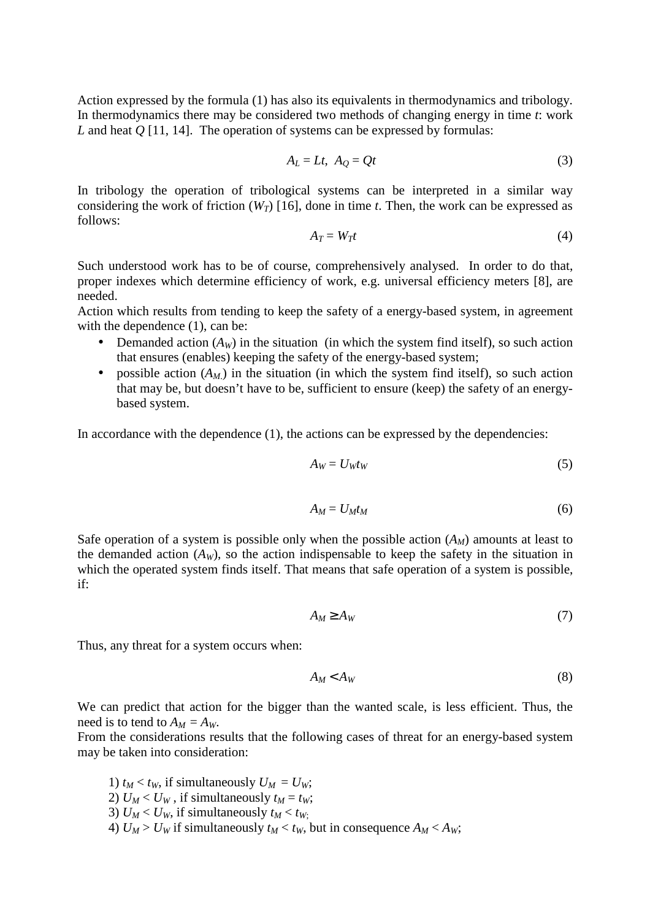Action expressed by the formula (1) has also its equivalents in thermodynamics and tribology. In thermodynamics there may be considered two methods of changing energy in time $t$: work $L$ and heat $Q$ [11, 14]. The operation of systems can be expressed by formulas:

$$A_L = Lt, \;\; A_Q = Qt \tag{3}$$

In tribology the operation of tribological systems can be interpreted in a similar way considering the work of friction ($W_T$) [16], done in time $t$. Then, the work can be expressed as follows:

$$A_T = W_T t \tag{4}$$

Such understood work has to be of course, comprehensively analysed. In order to do that, proper indexes which determine efficiency of work, e.g. universal efficiency meters [8], are needed.

Action which results from tending to keep the safety of a energy-based system, in agreement with the dependence (1), can be:

- Demanded action ($A_W$) in the situation (in which the system find itself), so such action that ensures (enables) keeping the safety of the energy-based system;
- possible action ($A_{M.}$) in the situation (in which the system find itself), so such action that may be, but doesn't have to be, sufficient to ensure (keep) the safety of an energy-based system.

In accordance with the dependence (1), the actions can be expressed by the dependencies:

$$A_W = U_W t_W \tag{5}$$

$$A_M = U_M t_M \tag{6}$$

Safe operation of a system is possible only when the possible action ($A_M$) amounts at least to the demanded action ($A_W$), so the action indispensable to keep the safety in the situation in which the operated system finds itself. That means that safe operation of a system is possible, if:

$$A_M \geq A_W \tag{7}$$

Thus, any threat for a system occurs when:

$$A_M < A_W \tag{8}$$

We can predict that action for the bigger than the wanted scale, is less efficient. Thus, the need is to tend to $A_M = A_W$.

From the considerations results that the following cases of threat for an energy-based system may be taken into consideration:

1) $t_M < t_W$, if simultaneously $U_M = U_W$;
2) $U_M < U_W$ , if simultaneously $t_M = t_W$;
3) $U_M < U_W$, if simultaneously $t_M < t_W$;
4) $U_M > U_W$ if simultaneously $t_M < t_W$, but in consequence $A_M < A_W$;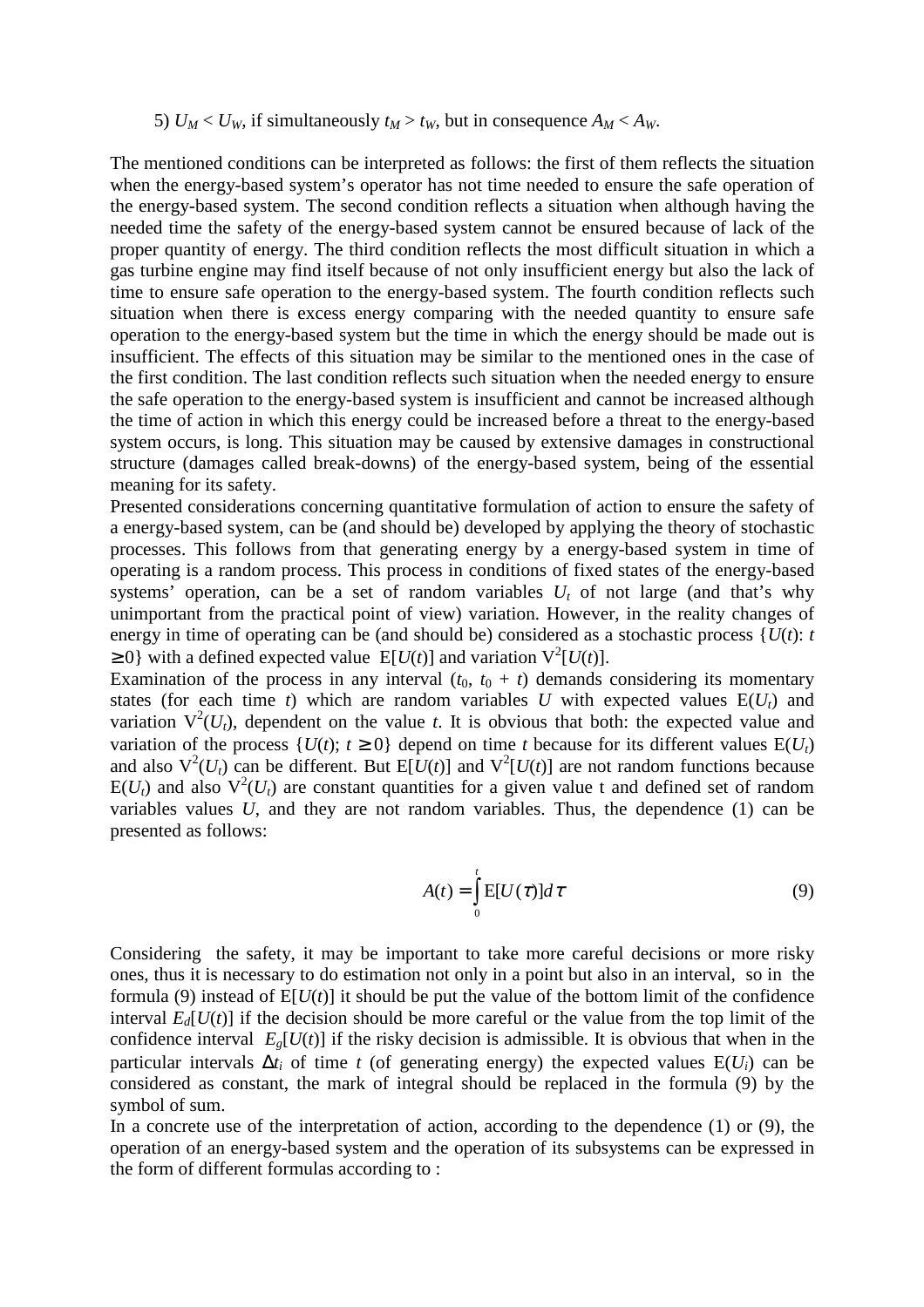5) $U_M < U_W$, if simultaneously $t_M > t_W$, but in consequence $A_M < A_W$.

The mentioned conditions can be interpreted as follows: the first of them reflects the situation when the energy-based system's operator has not time needed to ensure the safe operation of the energy-based system. The second condition reflects a situation when although having the needed time the safety of the energy-based system cannot be ensured because of lack of the proper quantity of energy. The third condition reflects the most difficult situation in which a gas turbine engine may find itself because of not only insufficient energy but also the lack of time to ensure safe operation to the energy-based system. The fourth condition reflects such situation when there is excess energy comparing with the needed quantity to ensure safe operation to the energy-based system but the time in which the energy should be made out is insufficient. The effects of this situation may be similar to the mentioned ones in the case of the first condition. The last condition reflects such situation when the needed energy to ensure the safe operation to the energy-based system is insufficient and cannot be increased although the time of action in which this energy could be increased before a threat to the energy-based system occurs, is long. This situation may be caused by extensive damages in constructional structure (damages called break-downs) of the energy-based system, being of the essential meaning for its safety.

Presented considerations concerning quantitative formulation of action to ensure the safety of a energy-based system, can be (and should be) developed by applying the theory of stochastic processes. This follows from that generating energy by a energy-based system in time of operating is a random process. This process in conditions of fixed states of the energy-based systems' operation, can be a set of random variables $U_t$ of not large (and that's why unimportant from the practical point of view) variation. However, in the reality changes of energy in time of operating can be (and should be) considered as a stochastic process $\{U(t): t \geq 0\}$ with a defined expected value $E[U(t)]$ and variation $V^2[U(t)]$.

Examination of the process in any interval $(t_0, t_0 + t)$ demands considering its momentary states (for each time $t$) which are random variables $U$ with expected values $E(U_t)$ and variation $V^2(U_t)$, dependent on the value $t$. It is obvious that both: the expected value and variation of the process $\{U(t); t \geq 0\}$ depend on time $t$ because for its different values $E(U_t)$ and also $V^2(U_t)$ can be different. But $E[U(t)]$ and $V^2[U(t)]$ are not random functions because $E(U_t)$ and also $V^2(U_t)$ are constant quantities for a given value t and defined set of random variables values $U$, and they are not random variables. Thus, the dependence (1) can be presented as follows:

$$A(t) = \int_0^t E[U(\tau)]d\tau \tag{9}$$

Considering the safety, it may be important to take more careful decisions or more risky ones, thus it is necessary to do estimation not only in a point but also in an interval, so in the formula (9) instead of $E[U(t)]$ it should be put the value of the bottom limit of the confidence interval $E_d[U(t)]$ if the decision should be more careful or the value from the top limit of the confidence interval $E_g[U(t)]$ if the risky decision is admissible. It is obvious that when in the particular intervals $\Delta t_i$ of time $t$ (of generating energy) the expected values $E(U_i)$ can be considered as constant, the mark of integral should be replaced in the formula (9) by the symbol of sum.

In a concrete use of the interpretation of action, according to the dependence (1) or (9), the operation of an energy-based system and the operation of its subsystems can be expressed in the form of different formulas according to :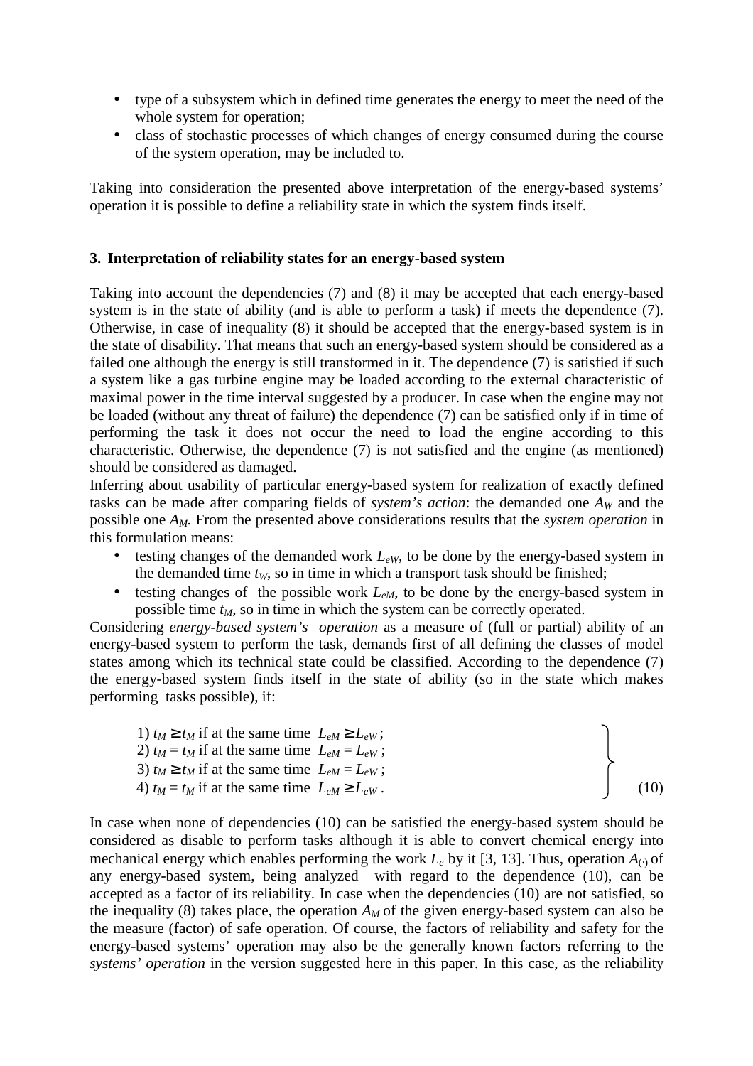- type of a subsystem which in defined time generates the energy to meet the need of the whole system for operation;
- class of stochastic processes of which changes of energy consumed during the course of the system operation, may be included to.

Taking into consideration the presented above interpretation of the energy-based systems' operation it is possible to define a reliability state in which the system finds itself.

### 3. Interpretation of reliability states for an energy-based system

Taking into account the dependencies (7) and (8) it may be accepted that each energy-based system is in the state of ability (and is able to perform a task) if meets the dependence (7). Otherwise, in case of inequality (8) it should be accepted that the energy-based system is in the state of disability. That means that such an energy-based system should be considered as a failed one although the energy is still transformed in it. The dependence (7) is satisfied if such a system like a gas turbine engine may be loaded according to the external characteristic of maximal power in the time interval suggested by a producer. In case when the engine may not be loaded (without any threat of failure) the dependence (7) can be satisfied only if in time of performing the task it does not occur the need to load the engine according to this characteristic. Otherwise, the dependence (7) is not satisfied and the engine (as mentioned) should be considered as damaged.

Inferring about usability of particular energy-based system for realization of exactly defined tasks can be made after comparing fields of *system's action*: the demanded one $A_W$ and the possible one $A_M$. From the presented above considerations results that the *system operation* in this formulation means:

- testing changes of the demanded work $L_{eW}$, to be done by the energy-based system in the demanded time $t_W$, so in time in which a transport task should be finished;
- testing changes of the possible work $L_{eM}$, to be done by the energy-based system in possible time $t_M$, so in time in which the system can be correctly operated.

Considering *energy-based system's operation* as a measure of (full or partial) ability of an energy-based system to perform the task, demands first of all defining the classes of model states among which its technical state could be classified. According to the dependence (7) the energy-based system finds itself in the state of ability (so in the state which makes performing tasks possible), if:

$$\left.\begin{array}{l} 1)\ t_M \geq t_M \text{ if at the same time } L_{eM} \geq L_{eW}; \\ 2)\ t_M = t_M \text{ if at the same time } L_{eM} = L_{eW}; \\ 3)\ t_M \geq t_M \text{ if at the same time } L_{eM} = L_{eW}; \\ 4)\ t_M = t_M \text{ if at the same time } L_{eM} \geq L_{eW}. \end{array}\right\} \quad (10)$$

In case when none of dependencies (10) can be satisfied the energy-based system should be considered as disable to perform tasks although it is able to convert chemical energy into mechanical energy which enables performing the work $L_e$ by it [3, 13]. Thus, operation $A_{(\cdot)}$ of any energy-based system, being analyzed with regard to the dependence (10), can be accepted as a factor of its reliability. In case when the dependencies (10) are not satisfied, so the inequality (8) takes place, the operation $A_M$ of the given energy-based system can also be the measure (factor) of safe operation. Of course, the factors of reliability and safety for the energy-based systems' operation may also be the generally known factors referring to the *systems' operation* in the version suggested here in this paper. In this case, as the reliability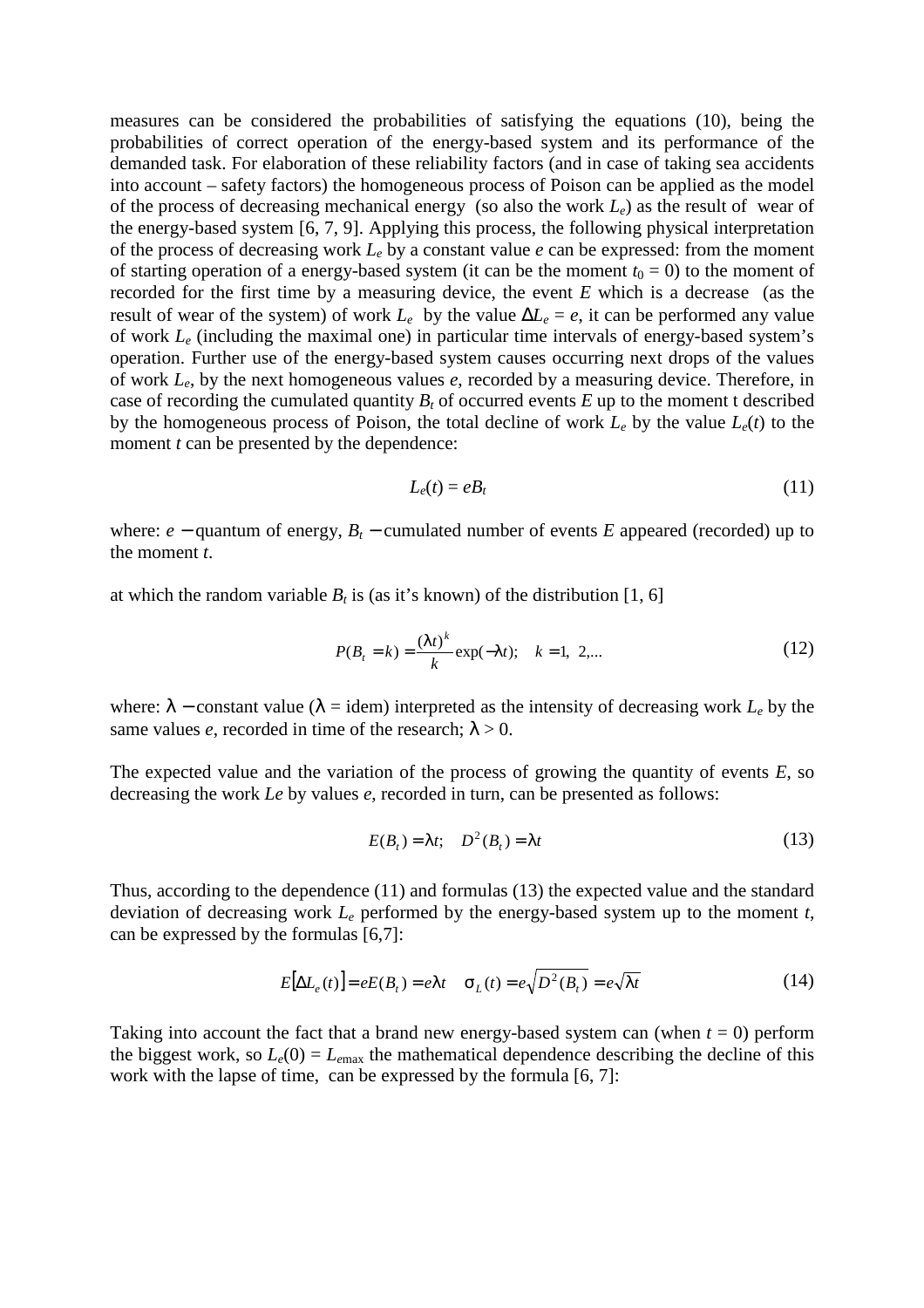measures can be considered the probabilities of satisfying the equations (10), being the probabilities of correct operation of the energy-based system and its performance of the demanded task. For elaboration of these reliability factors (and in case of taking sea accidents into account – safety factors) the homogeneous process of Poison can be applied as the model of the process of decreasing mechanical energy (so also the work $L_e$) as the result of wear of the energy-based system [6, 7, 9]. Applying this process, the following physical interpretation of the process of decreasing work $L_e$ by a constant value $e$ can be expressed: from the moment of starting operation of a energy-based system (it can be the moment $t_0 = 0$) to the moment of recorded for the first time by a measuring device, the event $E$ which is a decrease (as the result of wear of the system) of work $L_e$ by the value $\Delta L_e = e$, it can be performed any value of work $L_e$ (including the maximal one) in particular time intervals of energy-based system's operation. Further use of the energy-based system causes occurring next drops of the values of work $L_e$, by the next homogeneous values $e$, recorded by a measuring device. Therefore, in case of recording the cumulated quantity $B_t$ of occurred events $E$ up to the moment t described by the homogeneous process of Poison, the total decline of work $L_e$ by the value $L_e(t)$ to the moment $t$ can be presented by the dependence:

$$L_e(t) = eB_t \tag{11}$$

where: $e$ − quantum of energy, $B_t$ − cumulated number of events $E$ appeared (recorded) up to the moment $t$.

at which the random variable $B_t$ is (as it's known) of the distribution [1, 6]

$$P(B_t = k) = \frac{(\lambda t)^k}{k} \exp(-\lambda t); \quad k = 1,\ 2,... \tag{12}$$

where: $\lambda$ − constant value ($\lambda$ = idem) interpreted as the intensity of decreasing work $L_e$ by the same values $e$, recorded in time of the research; $\lambda > 0$.

The expected value and the variation of the process of growing the quantity of events $E$, so decreasing the work $Le$ by values $e$, recorded in turn, can be presented as follows:

$$E(B_t) = \lambda t; \quad D^2(B_t) = \lambda t \tag{13}$$

Thus, according to the dependence (11) and formulas (13) the expected value and the standard deviation of decreasing work $L_e$ performed by the energy-based system up to the moment $t$, can be expressed by the formulas [6,7]:

$$E[\Delta L_e(t)] = eE(B_t) = e\lambda t \quad \sigma_L(t) = e\sqrt{D^2(B_t)} = e\sqrt{\lambda t} \tag{14}$$

Taking into account the fact that a brand new energy-based system can (when $t = 0$) perform the biggest work, so $L_e(0) = L_{e\max}$ the mathematical dependence describing the decline of this work with the lapse of time, can be expressed by the formula [6, 7]: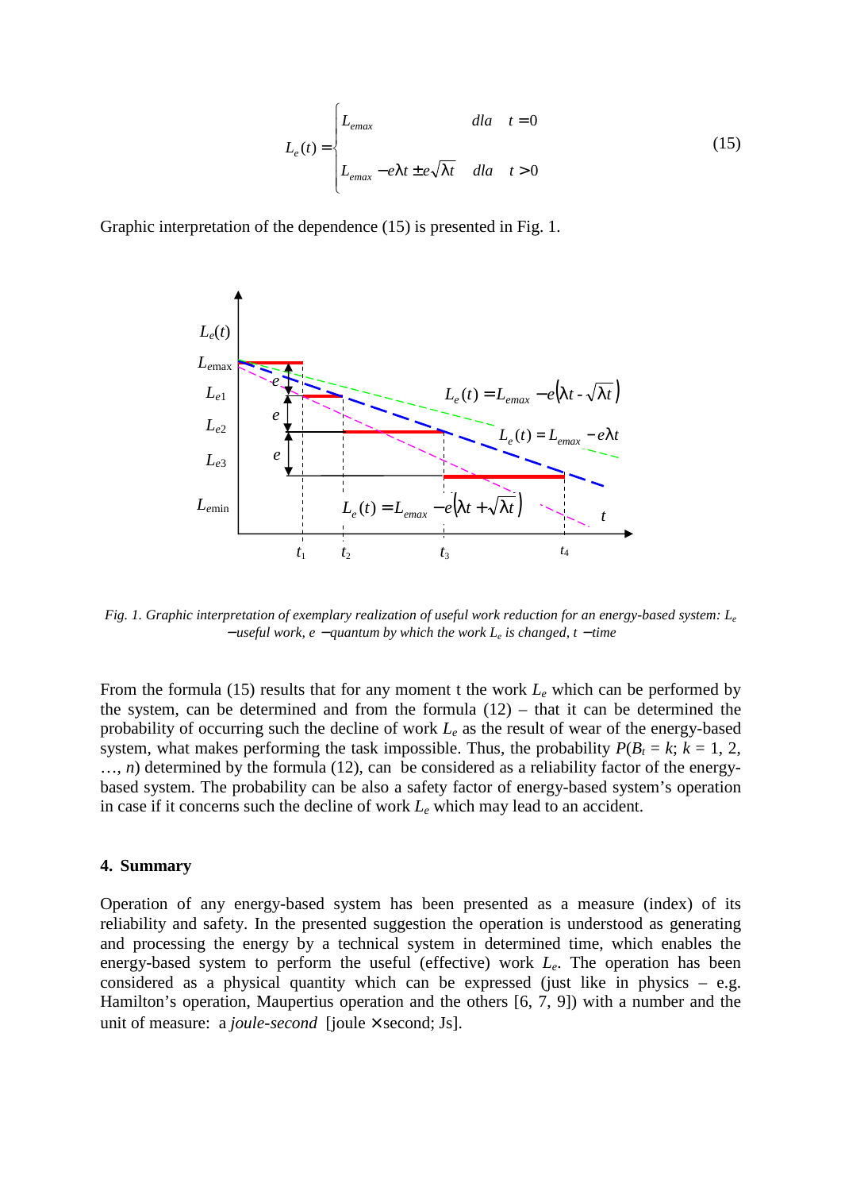$$L_e(t) = \begin{cases} L_{emax} & dla \quad t = 0 \\ L_{emax} - e\lambda t \pm e\sqrt{\lambda t} & dla \quad t > 0 \end{cases} \tag{15}$$

Graphic interpretation of the dependence (15) is presented in Fig. 1.

*Fig. 1. Graphic interpretation of exemplary realization of useful work reduction for an energy-based system: $L_e$ − useful work, $e$ − quantum by which the work $L_e$ is changed, $t$ − time*

From the formula (15) results that for any moment t the work $L_e$ which can be performed by the system, can be determined and from the formula (12) – that it can be determined the probability of occurring such the decline of work $L_e$ as the result of wear of the energy-based system, what makes performing the task impossible. Thus, the probability $P(B_t = k;\ k = 1, 2, \ldots, n)$ determined by the formula (12), can be considered as a reliability factor of the energy-based system. The probability can be also a safety factor of energy-based system's operation in case if it concerns such the decline of work $L_e$ which may lead to an accident.

## 4. Summary

Operation of any energy-based system has been presented as a measure (index) of its reliability and safety. In the presented suggestion the operation is understood as generating and processing the energy by a technical system in determined time, which enables the energy-based system to perform the useful (effective) work $L_e$. The operation has been considered as a physical quantity which can be expressed (just like in physics – e.g. Hamilton's operation, Maupertius operation and the others [6, 7, 9]) with a number and the unit of measure: a *joule-second* [joule × second; Js].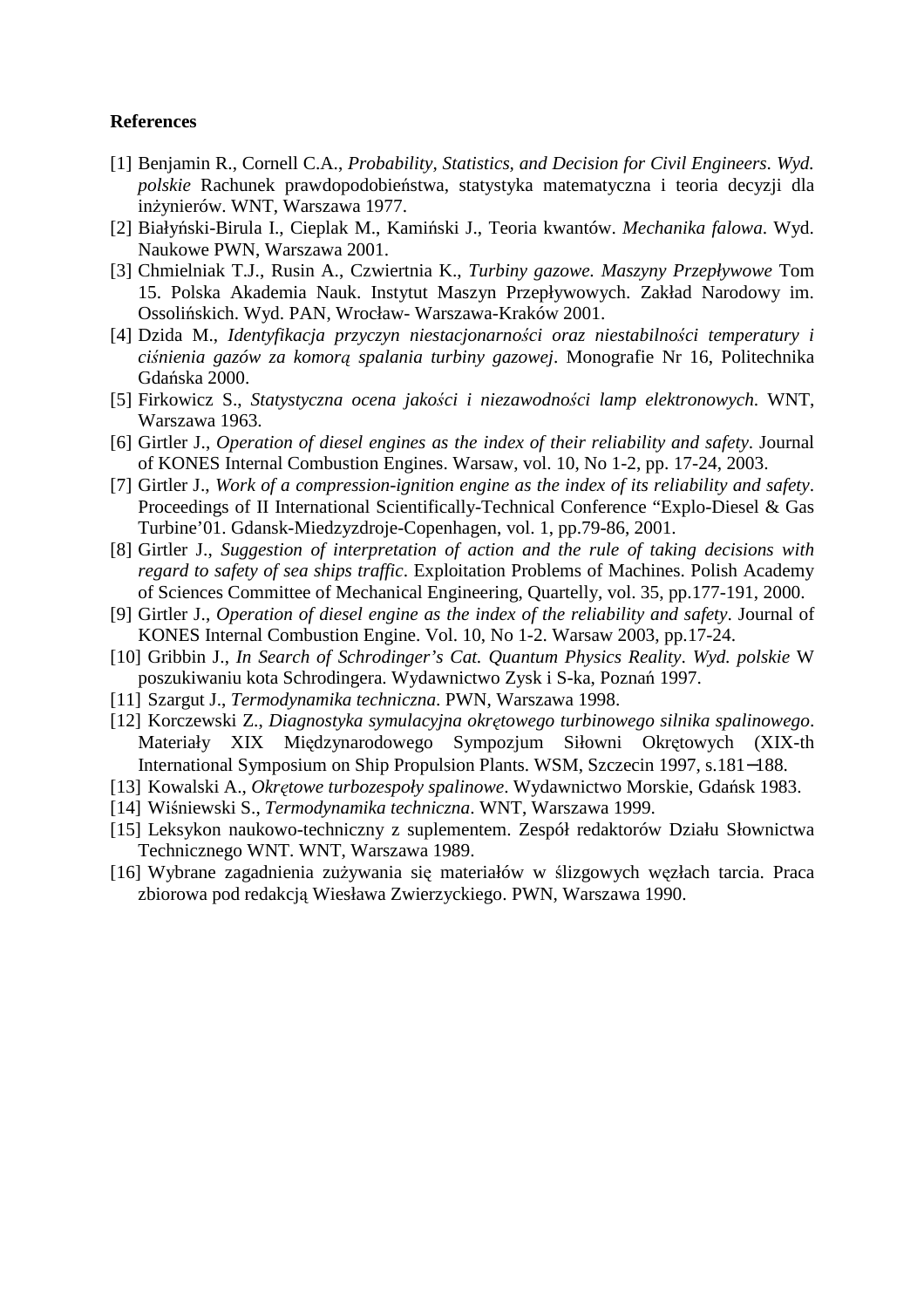**References**

[1] Benjamin R., Cornell C.A., *Probability, Statistics, and Decision for Civil Engineers*. *Wyd. polskie* Rachunek prawdopodobieństwa, statystyka matematyczna i teoria decyzji dla inżynierów. WNT, Warszawa 1977.

[2] Białyński-Birula I., Cieplak M., Kamiński J., Teoria kwantów. *Mechanika falowa*. Wyd. Naukowe PWN, Warszawa 2001.

[3] Chmielniak T.J., Rusin A., Czwiertnia K., *Turbiny gazowe. Maszyny Przepływowe* Tom 15. Polska Akademia Nauk. Instytut Maszyn Przepływowych. Zakład Narodowy im. Ossolińskich. Wyd. PAN, Wrocław- Warszawa-Kraków 2001.

[4] Dzida M., *Identyfikacja przyczyn niestacjonarności oraz niestabilności temperatury i ciśnienia gazów za komorą spalania turbiny gazowej*. Monografie Nr 16, Politechnika Gdańska 2000.

[5] Firkowicz S., *Statystyczna ocena jakości i niezawodności lamp elektronowych*. WNT, Warszawa 1963.

[6] Girtler J., *Operation of diesel engines as the index of their reliability and safety*. Journal of KONES Internal Combustion Engines. Warsaw, vol. 10, No 1-2, pp. 17-24, 2003.

[7] Girtler J., *Work of a compression-ignition engine as the index of its reliability and safety*. Proceedings of II International Scientifically-Technical Conference "Explo-Diesel & Gas Turbine'01. Gdansk-Miedzyzdroje-Copenhagen, vol. 1, pp.79-86, 2001.

[8] Girtler J., *Suggestion of interpretation of action and the rule of taking decisions with regard to safety of sea ships traffic*. Exploitation Problems of Machines. Polish Academy of Sciences Committee of Mechanical Engineering, Quartelly, vol. 35, pp.177-191, 2000.

[9] Girtler J., *Operation of diesel engine as the index of the reliability and safety*. Journal of KONES Internal Combustion Engine. Vol. 10, No 1-2. Warsaw 2003, pp.17-24.

[10] Gribbin J., *In Search of Schrodinger's Cat. Quantum Physics Reality*. *Wyd. polskie* W poszukiwaniu kota Schrodingera. Wydawnictwo Zysk i S-ka, Poznań 1997.

[11] Szargut J., *Termodynamika techniczna*. PWN, Warszawa 1998.

[12] Korczewski Z., *Diagnostyka symulacyjna okrętowego turbinowego silnika spalinowego*. Materiały XIX Międzynarodowego Sympozjum Siłowni Okrętowych (XIX-th International Symposium on Ship Propulsion Plants. WSM, Szczecin 1997, s.181−188.

[13] Kowalski A., *Okrętowe turbozespoły spalinowe*. Wydawnictwo Morskie, Gdańsk 1983.

[14] Wiśniewski S., *Termodynamika techniczna*. WNT, Warszawa 1999.

[15] Leksykon naukowo-techniczny z suplementem. Zespół redaktorów Działu Słownictwa Technicznego WNT. WNT, Warszawa 1989.

[16] Wybrane zagadnienia zużywania się materiałów w ślizgowych węzłach tarcia. Praca zbiorowa pod redakcją Wiesława Zwierzyckiego. PWN, Warszawa 1990.